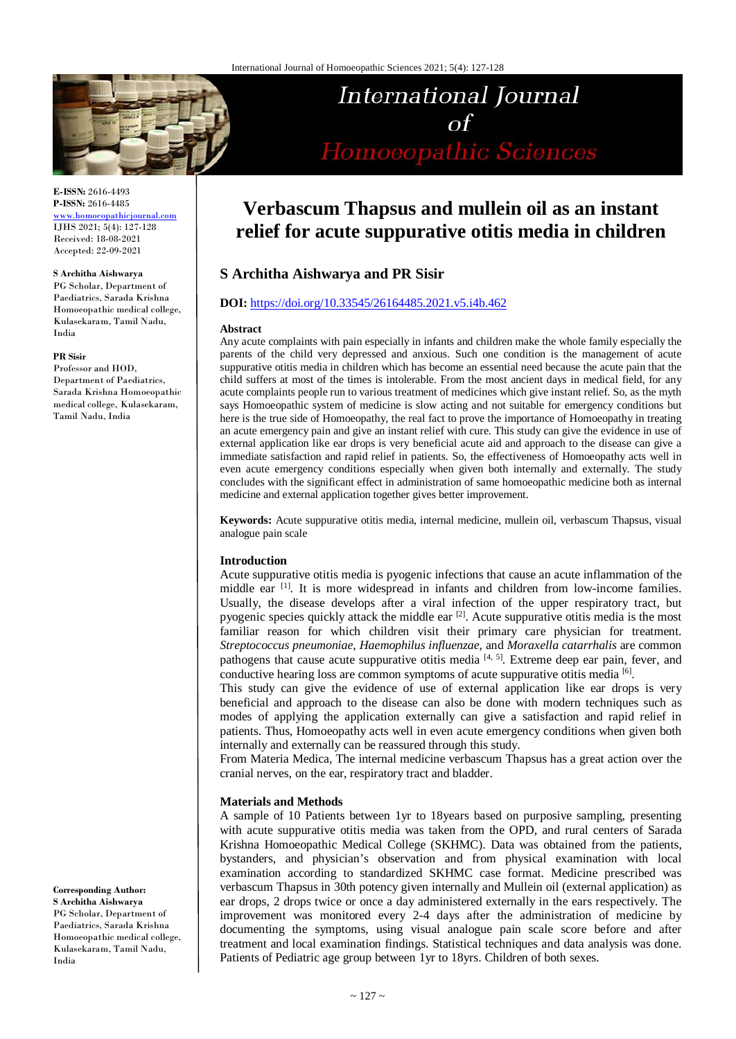# Verbascum Thapsus and mullein oil as an instant relief for acute suppurative otitis media in children

**E-ISSN:** 2616-4493
**P-ISSN:** 2616-4485
www.homoeopathicjournal.com
IJHS 2021; 5(4): 127-128
Received: 18-08-2021
Accepted: 22-09-2021

**S Architha Aishwarya**
PG Scholar, Department of Paediatrics, Sarada Krishna Homoeopathic medical college, Kulasekaram, Tamil Nadu, India

**PR Sisir**
Professor and HOD, Department of Paediatrics, Sarada Krishna Homoeopathic medical college, Kulasekaram, Tamil Nadu, India

**Corresponding Author:**
**S Architha Aishwarya**
PG Scholar, Department of Paediatrics, Sarada Krishna Homoeopathic medical college, Kulasekaram, Tamil Nadu, India

## S Architha Aishwarya and PR Sisir

**DOI:** https://doi.org/10.33545/26164485.2021.v5.i4b.462

### Abstract

Any acute complaints with pain especially in infants and children make the whole family especially the parents of the child very depressed and anxious. Such one condition is the management of acute suppurative otitis media in children which has become an essential need because the acute pain that the child suffers at most of the times is intolerable. From the most ancient days in medical field, for any acute complaints people run to various treatment of medicines which give instant relief. So, as the myth says Homoeopathic system of medicine is slow acting and not suitable for emergency conditions but here is the true side of Homoeopathy, the real fact to prove the importance of Homoeopathy in treating an acute emergency pain and give an instant relief with cure. This study can give the evidence in use of external application like ear drops is very beneficial acute aid and approach to the disease can give a immediate satisfaction and rapid relief in patients. So, the effectiveness of Homoeopathy acts well in even acute emergency conditions especially when given both internally and externally. The study concludes with the significant effect in administration of same homoeopathic medicine both as internal medicine and external application together gives better improvement.

**Keywords:** Acute suppurative otitis media, internal medicine, mullein oil, verbascum Thapsus, visual analogue pain scale

### Introduction

Acute suppurative otitis media is pyogenic infections that cause an acute inflammation of the middle ear [1]. It is more widespread in infants and children from low-income families. Usually, the disease develops after a viral infection of the upper respiratory tract, but pyogenic species quickly attack the middle ear [2]. Acute suppurative otitis media is the most familiar reason for which children visit their primary care physician for treatment. *Streptococcus pneumoniae*, *Haemophilus influenzae*, and *Moraxella catarrhalis* are common pathogens that cause acute suppurative otitis media [4, 5]. Extreme deep ear pain, fever, and conductive hearing loss are common symptoms of acute suppurative otitis media [6].

This study can give the evidence of use of external application like ear drops is very beneficial and approach to the disease can also be done with modern techniques such as modes of applying the application externally can give a satisfaction and rapid relief in patients. Thus, Homoeopathy acts well in even acute emergency conditions when given both internally and externally can be reassured through this study.

From Materia Medica, The internal medicine verbascum Thapsus has a great action over the cranial nerves, on the ear, respiratory tract and bladder.

### Materials and Methods

A sample of 10 Patients between 1yr to 18years based on purposive sampling, presenting with acute suppurative otitis media was taken from the OPD, and rural centers of Sarada Krishna Homoeopathic Medical College (SKHMC). Data was obtained from the patients, bystanders, and physician's observation and from physical examination with local examination according to standardized SKHMC case format. Medicine prescribed was verbascum Thapsus in 30th potency given internally and Mullein oil (external application) as ear drops, 2 drops twice or once a day administered externally in the ears respectively. The improvement was monitored every 2-4 days after the administration of medicine by documenting the symptoms, using visual analogue pain scale score before and after treatment and local examination findings. Statistical techniques and data analysis was done. Patients of Pediatric age group between 1yr to 18yrs. Children of both sexes.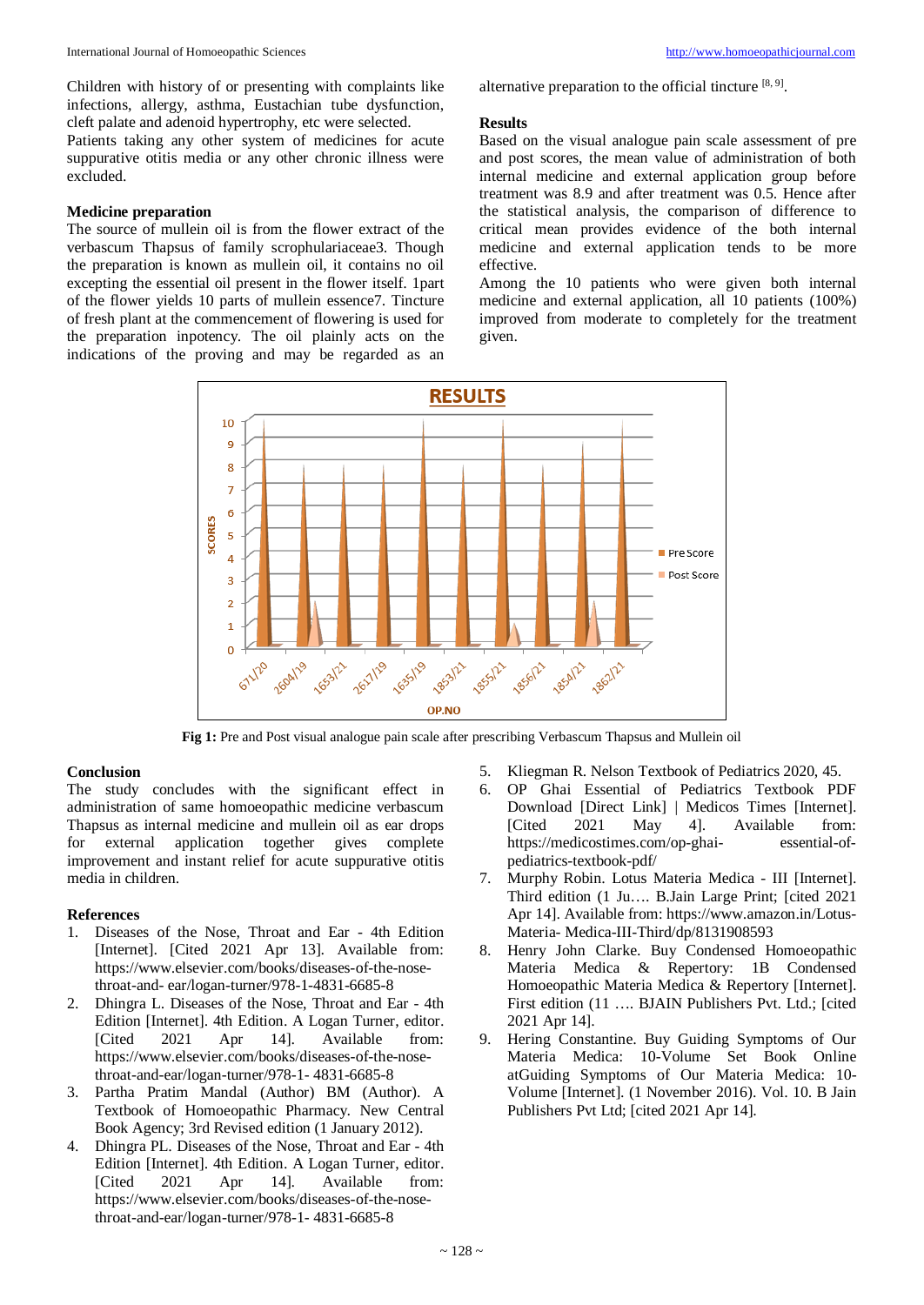Children with history of or presenting with complaints like infections, allergy, asthma, Eustachian tube dysfunction, cleft palate and adenoid hypertrophy, etc were selected.

Patients taking any other system of medicines for acute suppurative otitis media or any other chronic illness were excluded.

### Medicine preparation

The source of mullein oil is from the flower extract of the verbascum Thapsus of family scrophulariaceae3. Though the preparation is known as mullein oil, it contains no oil excepting the essential oil present in the flower itself. 1part of the flower yields 10 parts of mullein essence7. Tincture of fresh plant at the commencement of flowering is used for the preparation inpotency. The oil plainly acts on the indications of the proving and may be regarded as an alternative preparation to the official tincture [8, 9].

### Results

Based on the visual analogue pain scale assessment of pre and post scores, the mean value of administration of both internal medicine and external application group before treatment was 8.9 and after treatment was 0.5. Hence after the statistical analysis, the comparison of difference to critical mean provides evidence of the both internal medicine and external application tends to be more effective.

Among the 10 patients who were given both internal medicine and external application, all 10 patients (100%) improved from moderate to completely for the treatment given.

RESULTS

SCORES

10
9
8
7
6
5
4
3
2
1
0

671/20
2604/19
1653/21
2617/19
1635/19
1853/21
1855/21
1856/21
1854/21
1862/21

OP.NO

Pre Score
Post Score

**Fig 1:** Pre and Post visual analogue pain scale after prescribing Verbascum Thapsus and Mullein oil

### Conclusion

The study concludes with the significant effect in administration of same homoeopathic medicine verbascum Thapsus as internal medicine and mullein oil as ear drops for external application together gives complete improvement and instant relief for acute suppurative otitis media in children.

### References

1. Diseases of the Nose, Throat and Ear - 4th Edition [Internet]. [Cited 2021 Apr 13]. Available from: https://www.elsevier.com/books/diseases-of-the-nose-throat-and- ear/logan-turner/978-1-4831-6685-8
2. Dhingra L. Diseases of the Nose, Throat and Ear - 4th Edition [Internet]. 4th Edition. A Logan Turner, editor. [Cited 2021 Apr 14]. Available from: https://www.elsevier.com/books/diseases-of-the-nose-throat-and-ear/logan-turner/978-1- 4831-6685-8
3. Partha Pratim Mandal (Author) BM (Author). A Textbook of Homoeopathic Pharmacy. New Central Book Agency; 3rd Revised edition (1 January 2012).
4. Dhingra PL. Diseases of the Nose, Throat and Ear - 4th Edition [Internet]. 4th Edition. A Logan Turner, editor. [Cited 2021 Apr 14]. Available from: https://www.elsevier.com/books/diseases-of-the-nose-throat-and-ear/logan-turner/978-1- 4831-6685-8
5. Kliegman R. Nelson Textbook of Pediatrics 2020, 45.
6. OP Ghai Essential of Pediatrics Textbook PDF Download [Direct Link] | Medicos Times [Internet]. [Cited 2021 May 4]. Available from: https://medicostimes.com/op-ghai- essential-of-pediatrics-textbook-pdf/
7. Murphy Robin. Lotus Materia Medica - III [Internet]. Third edition (1 Ju…. B.Jain Large Print; [cited 2021 Apr 14]. Available from: https://www.amazon.in/Lotus-Materia- Medica-III-Third/dp/8131908593
8. Henry John Clarke. Buy Condensed Homoeopathic Materia Medica & Repertory: 1B Condensed Homoeopathic Materia Medica & Repertory [Internet]. First edition (11 …. BJAIN Publishers Pvt. Ltd.; [cited 2021 Apr 14].
9. Hering Constantine. Buy Guiding Symptoms of Our Materia Medica: 10-Volume Set Book Online atGuiding Symptoms of Our Materia Medica: 10-Volume [Internet]. (1 November 2016). Vol. 10. B Jain Publishers Pvt Ltd; [cited 2021 Apr 14].